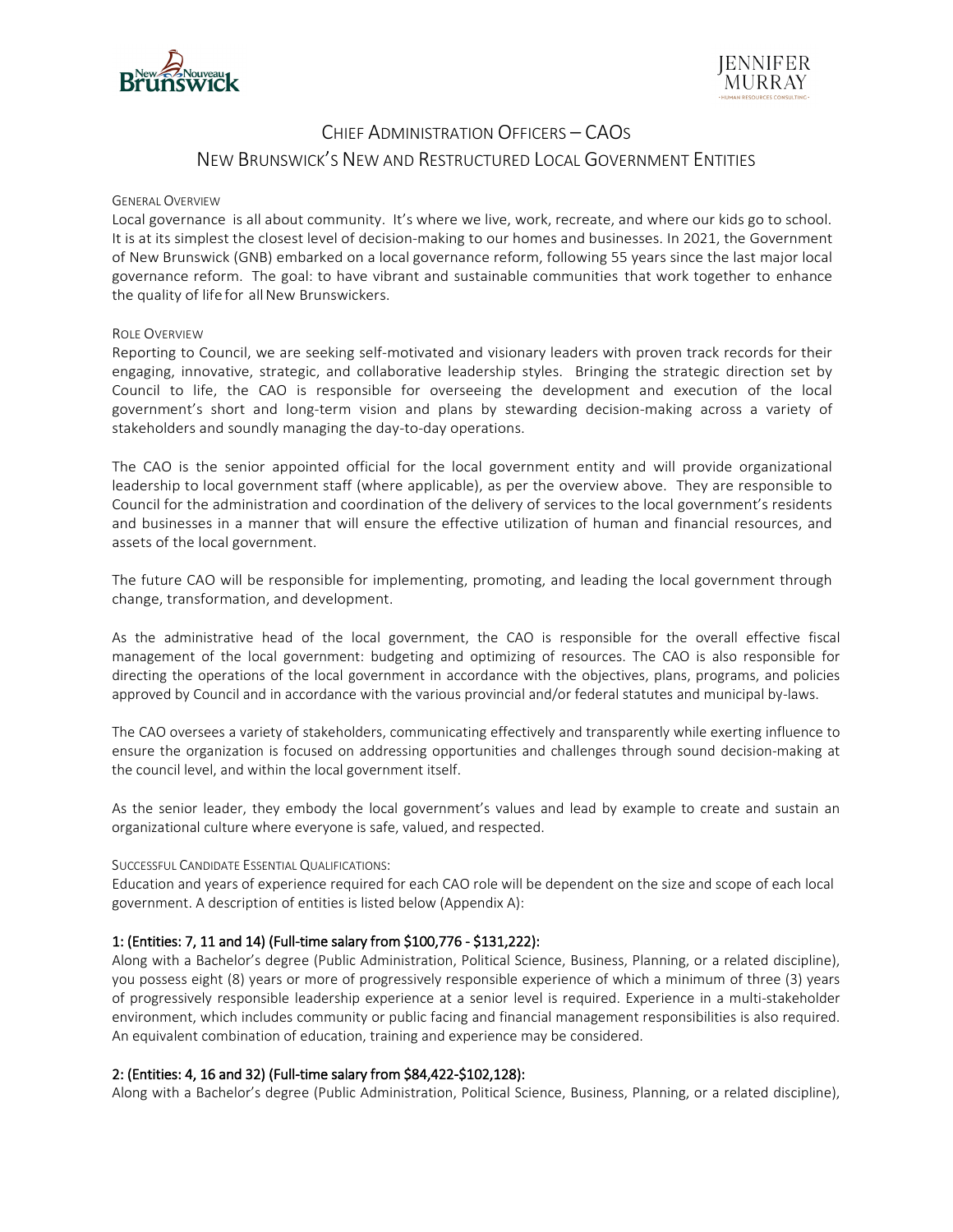# Chief Administration Officers – CAOs

## New Brunswick's New and Restructured Local Government Entities

### General Overview

Local governance is all about community. It's where we live, work, recreate, and where our kids go to school. It is at its simplest the closest level of decision-making to our homes and businesses. In 2021, the Government of New Brunswick (GNB) embarked on a local governance reform, following 55 years since the last major local governance reform. The goal: to have vibrant and sustainable communities that work together to enhance the quality of life for all New Brunswickers.

### Role Overview

Reporting to Council, we are seeking self-motivated and visionary leaders with proven track records for their engaging, innovative, strategic, and collaborative leadership styles. Bringing the strategic direction set by Council to life, the CAO is responsible for overseeing the development and execution of the local government's short and long-term vision and plans by stewarding decision-making across a variety of stakeholders and soundly managing the day-to-day operations.

The CAO is the senior appointed official for the local government entity and will provide organizational leadership to local government staff (where applicable), as per the overview above. They are responsible to Council for the administration and coordination of the delivery of services to the local government's residents and businesses in a manner that will ensure the effective utilization of human and financial resources, and assets of the local government.

The future CAO will be responsible for implementing, promoting, and leading the local government through change, transformation, and development.

As the administrative head of the local government, the CAO is responsible for the overall effective fiscal management of the local government: budgeting and optimizing of resources. The CAO is also responsible for directing the operations of the local government in accordance with the objectives, plans, programs, and policies approved by Council and in accordance with the various provincial and/or federal statutes and municipal by-laws.

The CAO oversees a variety of stakeholders, communicating effectively and transparently while exerting influence to ensure the organization is focused on addressing opportunities and challenges through sound decision-making at the council level, and within the local government itself.

As the senior leader, they embody the local government's values and lead by example to create and sustain an organizational culture where everyone is safe, valued, and respected.

### Successful Candidate Essential Qualifications:

Education and years of experience required for each CAO role will be dependent on the size and scope of each local government. A description of entities is listed below (Appendix A):

#### 1: (Entities: 7, 11 and 14) (Full-time salary from $100,776 - $131,222):

Along with a Bachelor's degree (Public Administration, Political Science, Business, Planning, or a related discipline), you possess eight (8) years or more of progressively responsible experience of which a minimum of three (3) years of progressively responsible leadership experience at a senior level is required. Experience in a multi-stakeholder environment, which includes community or public facing and financial management responsibilities is also required. An equivalent combination of education, training and experience may be considered.

#### 2: (Entities: 4, 16 and 32) (Full-time salary from $84,422-$102,128):

Along with a Bachelor's degree (Public Administration, Political Science, Business, Planning, or a related discipline),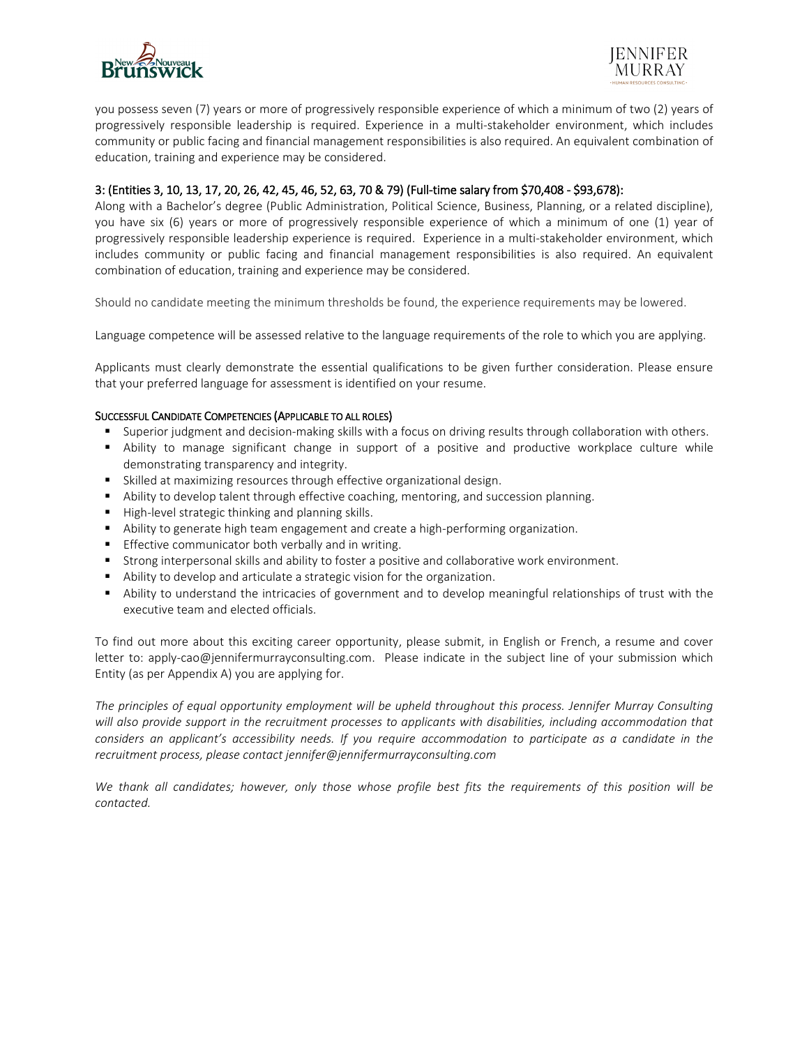you possess seven (7) years or more of progressively responsible experience of which a minimum of two (2) years of progressively responsible leadership is required. Experience in a multi-stakeholder environment, which includes community or public facing and financial management responsibilities is also required. An equivalent combination of education, training and experience may be considered.

### 3: (Entities 3, 10, 13, 17, 20, 26, 42, 45, 46, 52, 63, 70 & 79) (Full-time salary from $70,408 - $93,678):

Along with a Bachelor's degree (Public Administration, Political Science, Business, Planning, or a related discipline), you have six (6) years or more of progressively responsible experience of which a minimum of one (1) year of progressively responsible leadership experience is required. Experience in a multi-stakeholder environment, which includes community or public facing and financial management responsibilities is also required. An equivalent combination of education, training and experience may be considered.

Should no candidate meeting the minimum thresholds be found, the experience requirements may be lowered.

Language competence will be assessed relative to the language requirements of the role to which you are applying.

Applicants must clearly demonstrate the essential qualifications to be given further consideration. Please ensure that your preferred language for assessment is identified on your resume.

### Successful Candidate Competencies (Applicable to all roles)

- Superior judgment and decision-making skills with a focus on driving results through collaboration with others.
- Ability to manage significant change in support of a positive and productive workplace culture while demonstrating transparency and integrity.
- Skilled at maximizing resources through effective organizational design.
- Ability to develop talent through effective coaching, mentoring, and succession planning.
- High-level strategic thinking and planning skills.
- Ability to generate high team engagement and create a high-performing organization.
- Effective communicator both verbally and in writing.
- Strong interpersonal skills and ability to foster a positive and collaborative work environment.
- Ability to develop and articulate a strategic vision for the organization.
- Ability to understand the intricacies of government and to develop meaningful relationships of trust with the executive team and elected officials.

To find out more about this exciting career opportunity, please submit, in English or French, a resume and cover letter to: apply-cao@jennifermurrayconsulting.com. Please indicate in the subject line of your submission which Entity (as per Appendix A) you are applying for.

*The principles of equal opportunity employment will be upheld throughout this process. Jennifer Murray Consulting will also provide support in the recruitment processes to applicants with disabilities, including accommodation that considers an applicant's accessibility needs. If you require accommodation to participate as a candidate in the recruitment process, please contact jennifer@jennifermurrayconsulting.com*

*We thank all candidates; however, only those whose profile best fits the requirements of this position will be contacted.*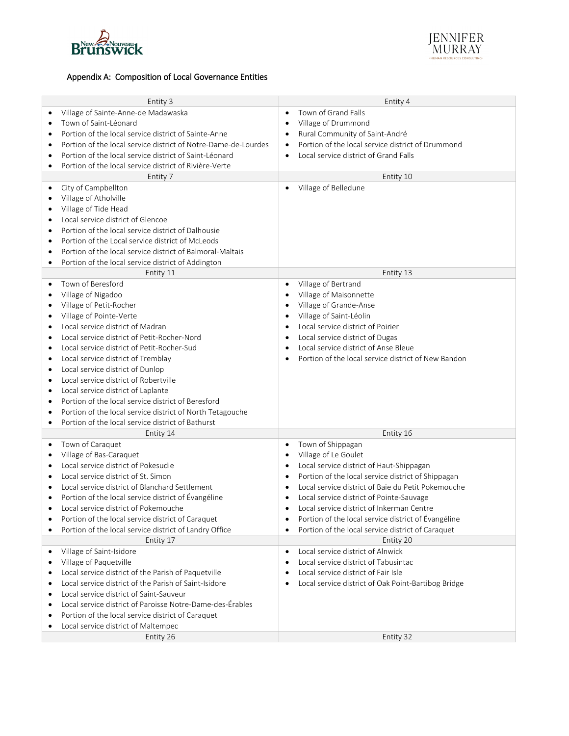## Appendix A: Composition of Local Governance Entities

| Entity 3 | Entity 4 |
|---|---|
| • Village of Sainte-Anne-de Madawaska<br>• Town of Saint-Léonard<br>• Portion of the local service district of Sainte-Anne<br>• Portion of the local service district of Notre-Dame-de-Lourdes<br>• Portion of the local service district of Saint-Léonard<br>• Portion of the local service district of Rivière-Verte | • Town of Grand Falls<br>• Village of Drummond<br>• Rural Community of Saint-André<br>• Portion of the local service district of Drummond<br>• Local service district of Grand Falls |
| **Entity 7** | **Entity 10** |
| • City of Campbellton<br>• Village of Atholville<br>• Village of Tide Head<br>• Local service district of Glencoe<br>• Portion of the local service district of Dalhousie<br>• Portion of the Local service district of McLeods<br>• Portion of the local service district of Balmoral-Maltais<br>• Portion of the local service district of Addington | • Village of Belledune |
| **Entity 11** | **Entity 13** |
| • Town of Beresford<br>• Village of Nigadoo<br>• Village of Petit-Rocher<br>• Village of Pointe-Verte<br>• Local service district of Madran<br>• Local service district of Petit-Rocher-Nord<br>• Local service district of Petit-Rocher-Sud<br>• Local service district of Tremblay<br>• Local service district of Dunlop<br>• Local service district of Robertville<br>• Local service district of Laplante<br>• Portion of the local service district of Beresford<br>• Portion of the local service district of North Tetagouche<br>• Portion of the local service district of Bathurst | • Village of Bertrand<br>• Village of Maisonnette<br>• Village of Grande-Anse<br>• Village of Saint-Léolin<br>• Local service district of Poirier<br>• Local service district of Dugas<br>• Local service district of Anse Bleue<br>• Portion of the local service district of New Bandon |
| **Entity 14** | **Entity 16** |
| • Town of Caraquet<br>• Village of Bas-Caraquet<br>• Local service district of Pokesudie<br>• Local service district of St. Simon<br>• Local service district of Blanchard Settlement<br>• Portion of the local service district of Évangéline<br>• Local service district of Pokemouche<br>• Portion of the local service district of Caraquet<br>• Portion of the local service district of Landry Office | • Town of Shippagan<br>• Village of Le Goulet<br>• Local service district of Haut-Shippagan<br>• Portion of the local service district of Shippagan<br>• Local service district of Baie du Petit Pokemouche<br>• Local service district of Pointe-Sauvage<br>• Local service district of Inkerman Centre<br>• Portion of the local service district of Évangéline<br>• Portion of the local service district of Caraquet |
| **Entity 17** | **Entity 20** |
| • Village of Saint-Isidore<br>• Village of Paquetville<br>• Local service district of the Parish of Paquetville<br>• Local service district of the Parish of Saint-Isidore<br>• Local service district of Saint-Sauveur<br>• Local service district of Paroisse Notre-Dame-des-Érables<br>• Portion of the local service district of Caraquet<br>• Local service district of Maltempec | • Local service district of Alnwick<br>• Local service district of Tabusintac<br>• Local service district of Fair Isle<br>• Local service district of Oak Point-Bartibog Bridge |
| **Entity 26** | **Entity 32** |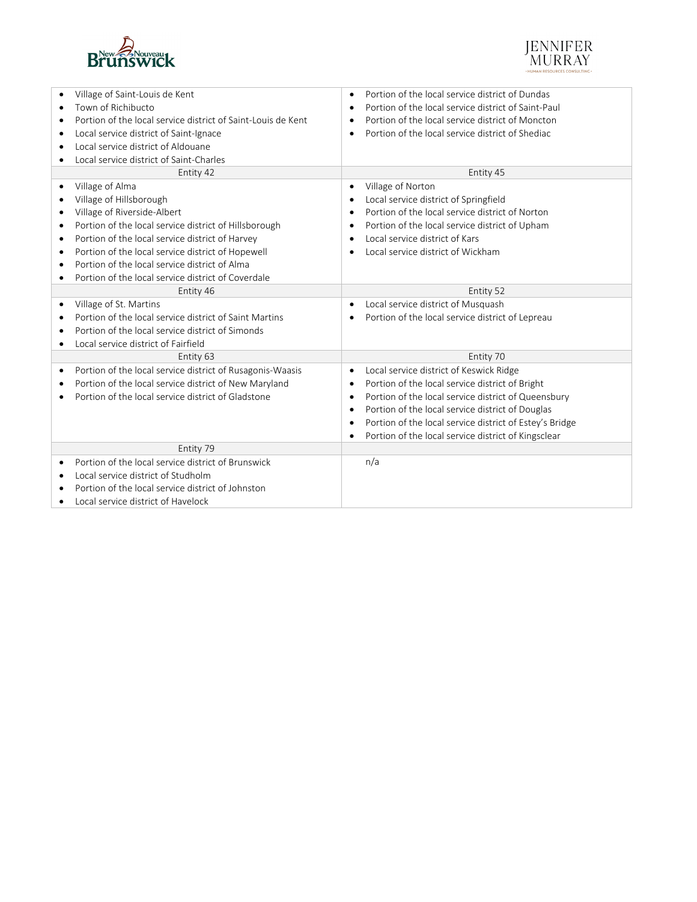| | |
|---|---|
| • Village of Saint-Louis de Kent<br>• Town of Richibucto<br>• Portion of the local service district of Saint-Louis de Kent<br>• Local service district of Saint-Ignace<br>• Local service district of Aldouane<br>• Local service district of Saint-Charles | • Portion of the local service district of Dundas<br>• Portion of the local service district of Saint-Paul<br>• Portion of the local service district of Moncton<br>• Portion of the local service district of Shediac |
| Entity 42 | Entity 45 |
| • Village of Alma<br>• Village of Hillsborough<br>• Village of Riverside-Albert<br>• Portion of the local service district of Hillsborough<br>• Portion of the local service district of Harvey<br>• Portion of the local service district of Hopewell<br>• Portion of the local service district of Alma<br>• Portion of the local service district of Coverdale | • Village of Norton<br>• Local service district of Springfield<br>• Portion of the local service district of Norton<br>• Portion of the local service district of Upham<br>• Local service district of Kars<br>• Local service district of Wickham |
| Entity 46 | Entity 52 |
| • Village of St. Martins<br>• Portion of the local service district of Saint Martins<br>• Portion of the local service district of Simonds<br>• Local service district of Fairfield | • Local service district of Musquash<br>• Portion of the local service district of Lepreau |
| Entity 63 | Entity 70 |
| • Portion of the local service district of Rusagonis-Waasis<br>• Portion of the local service district of New Maryland<br>• Portion of the local service district of Gladstone | • Local service district of Keswick Ridge<br>• Portion of the local service district of Bright<br>• Portion of the local service district of Queensbury<br>• Portion of the local service district of Douglas<br>• Portion of the local service district of Estey's Bridge<br>• Portion of the local service district of Kingsclear |
| Entity 79 | |
| • Portion of the local service district of Brunswick<br>• Local service district of Studholm<br>• Portion of the local service district of Johnston<br>• Local service district of Havelock | n/a |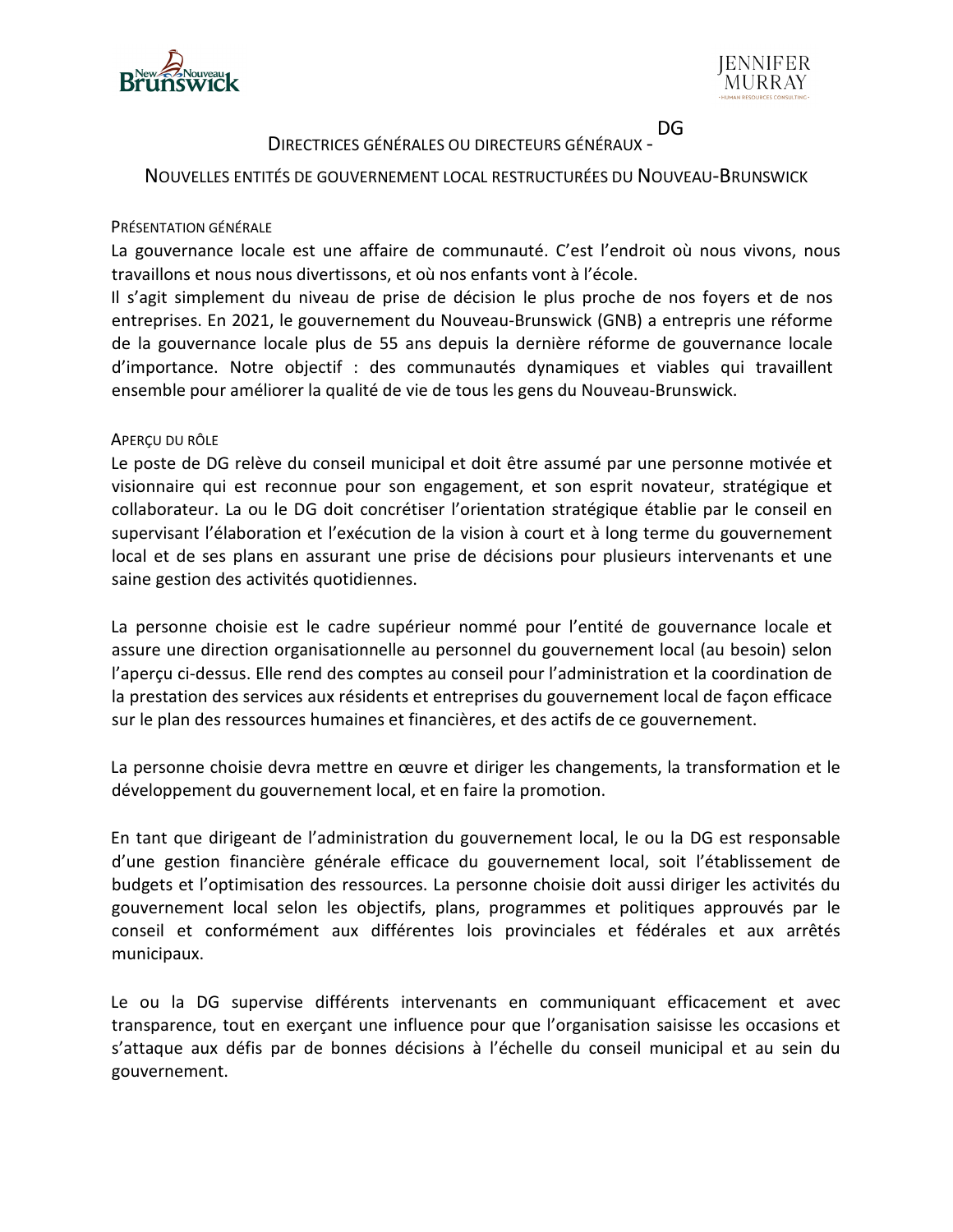DG

# DIRECTRICES GÉNÉRALES OU DIRECTEURS GÉNÉRAUX -

## NOUVELLES ENTITÉS DE GOUVERNEMENT LOCAL RESTRUCTURÉES DU NOUVEAU-BRUNSWICK

### PRÉSENTATION GÉNÉRALE

La gouvernance locale est une affaire de communauté. C'est l'endroit où nous vivons, nous travaillons et nous nous divertissons, et où nos enfants vont à l'école.
Il s'agit simplement du niveau de prise de décision le plus proche de nos foyers et de nos entreprises. En 2021, le gouvernement du Nouveau-Brunswick (GNB) a entrepris une réforme de la gouvernance locale plus de 55 ans depuis la dernière réforme de gouvernance locale d'importance. Notre objectif : des communautés dynamiques et viables qui travaillent ensemble pour améliorer la qualité de vie de tous les gens du Nouveau-Brunswick.

### APERÇU DU RÔLE

Le poste de DG relève du conseil municipal et doit être assumé par une personne motivée et visionnaire qui est reconnue pour son engagement, et son esprit novateur, stratégique et collaborateur. La ou le DG doit concrétiser l'orientation stratégique établie par le conseil en supervisant l'élaboration et l'exécution de la vision à court et à long terme du gouvernement local et de ses plans en assurant une prise de décisions pour plusieurs intervenants et une saine gestion des activités quotidiennes.

La personne choisie est le cadre supérieur nommé pour l'entité de gouvernance locale et assure une direction organisationnelle au personnel du gouvernement local (au besoin) selon l'aperçu ci-dessus. Elle rend des comptes au conseil pour l'administration et la coordination de la prestation des services aux résidents et entreprises du gouvernement local de façon efficace sur le plan des ressources humaines et financières, et des actifs de ce gouvernement.

La personne choisie devra mettre en œuvre et diriger les changements, la transformation et le développement du gouvernement local, et en faire la promotion.

En tant que dirigeant de l'administration du gouvernement local, le ou la DG est responsable d'une gestion financière générale efficace du gouvernement local, soit l'établissement de budgets et l'optimisation des ressources. La personne choisie doit aussi diriger les activités du gouvernement local selon les objectifs, plans, programmes et politiques approuvés par le conseil et conformément aux différentes lois provinciales et fédérales et aux arrêtés municipaux.

Le ou la DG supervise différents intervenants en communiquant efficacement et avec transparence, tout en exerçant une influence pour que l'organisation saisisse les occasions et s'attaque aux défis par de bonnes décisions à l'échelle du conseil municipal et au sein du gouvernement.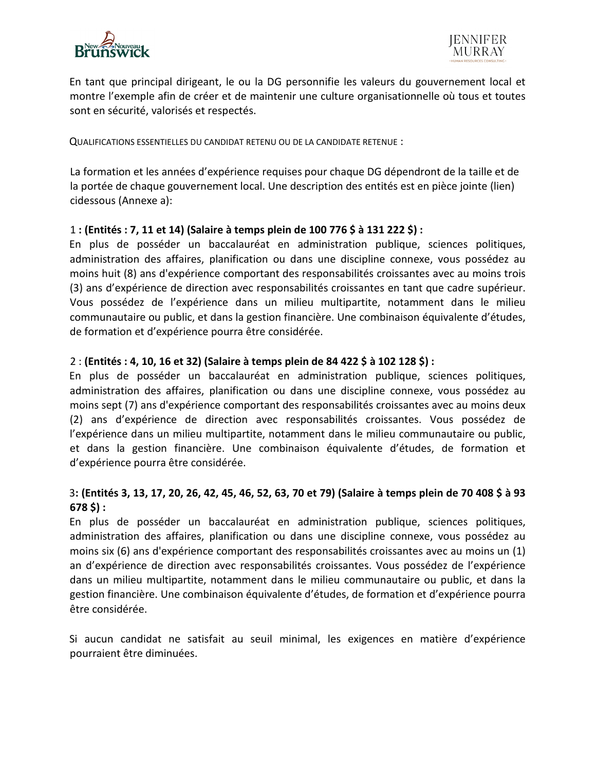En tant que principal dirigeant, le ou la DG personnifie les valeurs du gouvernement local et montre l'exemple afin de créer et de maintenir une culture organisationnelle où tous et toutes sont en sécurité, valorisés et respectés.

QUALIFICATIONS ESSENTIELLES DU CANDIDAT RETENU OU DE LA CANDIDATE RETENUE :

La formation et les années d'expérience requises pour chaque DG dépendront de la taille et de la portée de chaque gouvernement local. Une description des entités est en pièce jointe (lien) cidessous (Annexe a):

1 **: (Entités : 7, 11 et 14) (Salaire à temps plein de 100 776 $ à 131 222 $) :**
En plus de posséder un baccalauréat en administration publique, sciences politiques, administration des affaires, planification ou dans une discipline connexe, vous possédez au moins huit (8) ans d'expérience comportant des responsabilités croissantes avec au moins trois (3) ans d'expérience de direction avec responsabilités croissantes en tant que cadre supérieur. Vous possédez de l'expérience dans un milieu multipartite, notamment dans le milieu communautaire ou public, et dans la gestion financière. Une combinaison équivalente d'études, de formation et d'expérience pourra être considérée.

2 : **(Entités : 4, 10, 16 et 32) (Salaire à temps plein de 84 422 $ à 102 128 $) :**
En plus de posséder un baccalauréat en administration publique, sciences politiques, administration des affaires, planification ou dans une discipline connexe, vous possédez au moins sept (7) ans d'expérience comportant des responsabilités croissantes avec au moins deux (2) ans d'expérience de direction avec responsabilités croissantes. Vous possédez de l'expérience dans un milieu multipartite, notamment dans le milieu communautaire ou public, et dans la gestion financière. Une combinaison équivalente d'études, de formation et d'expérience pourra être considérée.

3**: (Entités 3, 13, 17, 20, 26, 42, 45, 46, 52, 63, 70 et 79) (Salaire à temps plein de 70 408 $ à 93 678 $) :**
En plus de posséder un baccalauréat en administration publique, sciences politiques, administration des affaires, planification ou dans une discipline connexe, vous possédez au moins six (6) ans d'expérience comportant des responsabilités croissantes avec au moins un (1) an d'expérience de direction avec responsabilités croissantes. Vous possédez de l'expérience dans un milieu multipartite, notamment dans le milieu communautaire ou public, et dans la gestion financière. Une combinaison équivalente d'études, de formation et d'expérience pourra être considérée.

Si aucun candidat ne satisfait au seuil minimal, les exigences en matière d'expérience pourraient être diminuées.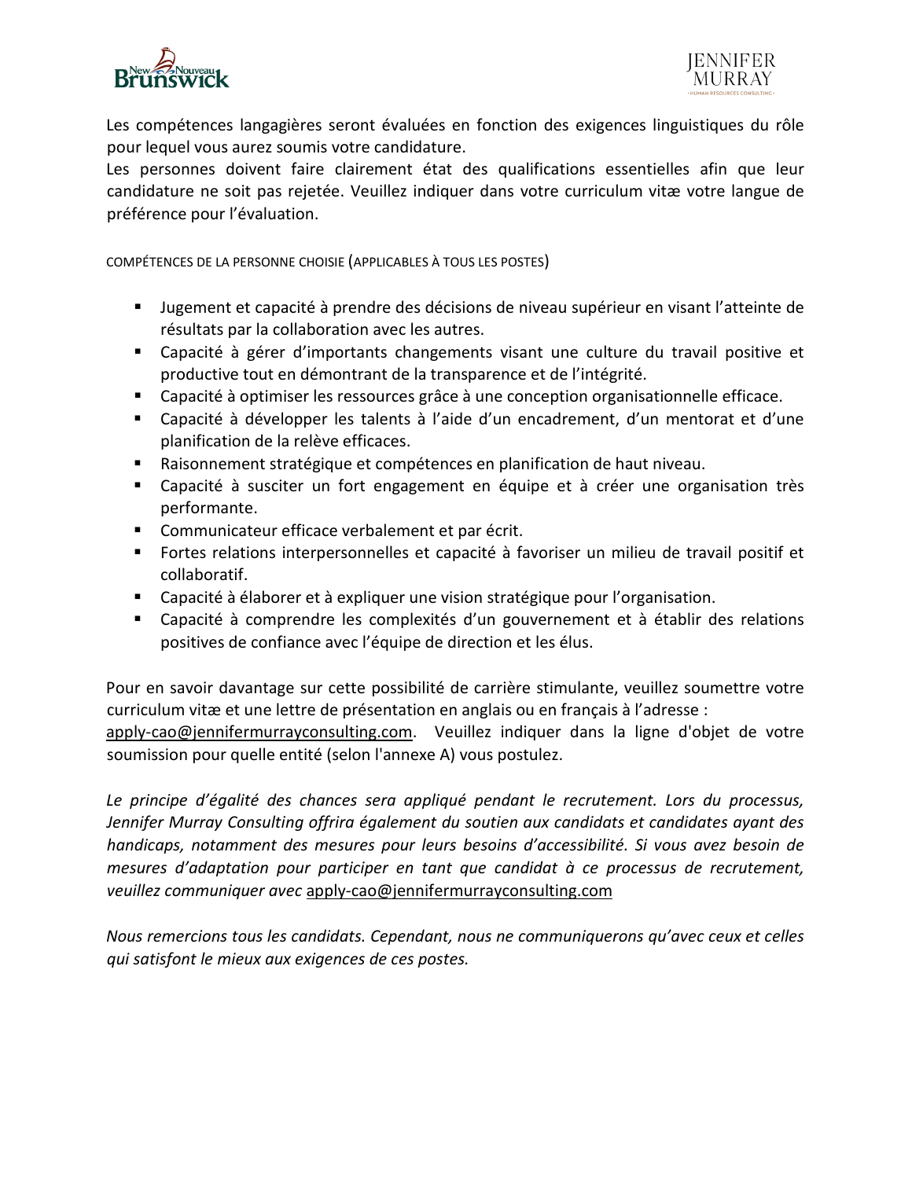Les compétences langagières seront évaluées en fonction des exigences linguistiques du rôle pour lequel vous aurez soumis votre candidature.
Les personnes doivent faire clairement état des qualifications essentielles afin que leur candidature ne soit pas rejetée. Veuillez indiquer dans votre curriculum vitæ votre langue de préférence pour l'évaluation.

COMPÉTENCES DE LA PERSONNE CHOISIE (APPLICABLES À TOUS LES POSTES)

- Jugement et capacité à prendre des décisions de niveau supérieur en visant l'atteinte de résultats par la collaboration avec les autres.
- Capacité à gérer d'importants changements visant une culture du travail positive et productive tout en démontrant de la transparence et de l'intégrité.
- Capacité à optimiser les ressources grâce à une conception organisationnelle efficace.
- Capacité à développer les talents à l'aide d'un encadrement, d'un mentorat et d'une planification de la relève efficaces.
- Raisonnement stratégique et compétences en planification de haut niveau.
- Capacité à susciter un fort engagement en équipe et à créer une organisation très performante.
- Communicateur efficace verbalement et par écrit.
- Fortes relations interpersonnelles et capacité à favoriser un milieu de travail positif et collaboratif.
- Capacité à élaborer et à expliquer une vision stratégique pour l'organisation.
- Capacité à comprendre les complexités d'un gouvernement et à établir des relations positives de confiance avec l'équipe de direction et les élus.

Pour en savoir davantage sur cette possibilité de carrière stimulante, veuillez soumettre votre curriculum vitæ et une lettre de présentation en anglais ou en français à l'adresse : apply-cao@jennifermurrayconsulting.com. Veuillez indiquer dans la ligne d'objet de votre soumission pour quelle entité (selon l'annexe A) vous postulez.

*Le principe d'égalité des chances sera appliqué pendant le recrutement. Lors du processus, Jennifer Murray Consulting offrira également du soutien aux candidats et candidates ayant des handicaps, notamment des mesures pour leurs besoins d'accessibilité. Si vous avez besoin de mesures d'adaptation pour participer en tant que candidat à ce processus de recrutement, veuillez communiquer avec* apply-cao@jennifermurrayconsulting.com

*Nous remercions tous les candidats. Cependant, nous ne communiquerons qu'avec ceux et celles qui satisfont le mieux aux exigences de ces postes.*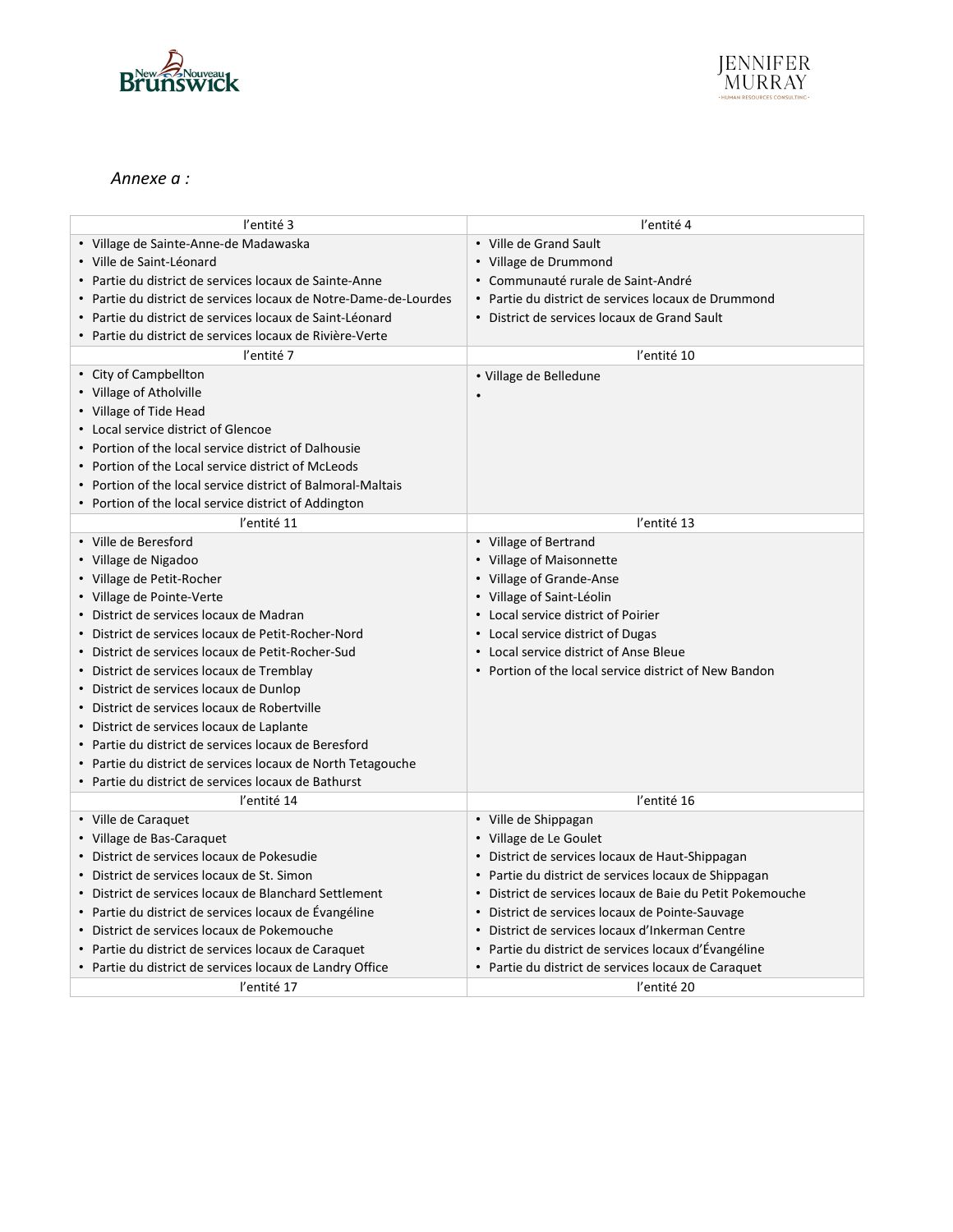*Annexe a :*

| l'entité 3 | l'entité 4 |
|---|---|
| • Village de Sainte-Anne-de Madawaska<br>• Ville de Saint-Léonard<br>• Partie du district de services locaux de Sainte-Anne<br>• Partie du district de services locaux de Notre-Dame-de-Lourdes<br>• Partie du district de services locaux de Saint-Léonard<br>• Partie du district de services locaux de Rivière-Verte | • Ville de Grand Sault<br>• Village de Drummond<br>• Communauté rurale de Saint-André<br>• Partie du district de services locaux de Drummond<br>• District de services locaux de Grand Sault |
| **l'entité 7** | **l'entité 10** |
| • City of Campbellton<br>• Village of Atholville<br>• Village of Tide Head<br>• Local service district of Glencoe<br>• Portion of the local service district of Dalhousie<br>• Portion of the Local service district of McLeods<br>• Portion of the local service district of Balmoral-Maltais<br>• Portion of the local service district of Addington | • Village de Belledune<br>• |
| **l'entité 11** | **l'entité 13** |
| • Ville de Beresford<br>• Village de Nigadoo<br>• Village de Petit-Rocher<br>• Village de Pointe-Verte<br>• District de services locaux de Madran<br>• District de services locaux de Petit-Rocher-Nord<br>• District de services locaux de Petit-Rocher-Sud<br>• District de services locaux de Tremblay<br>• District de services locaux de Dunlop<br>• District de services locaux de Robertville<br>• District de services locaux de Laplante<br>• Partie du district de services locaux de Beresford<br>• Partie du district de services locaux de North Tetagouche<br>• Partie du district de services locaux de Bathurst | • Village of Bertrand<br>• Village of Maisonnette<br>• Village of Grande-Anse<br>• Village of Saint-Léolin<br>• Local service district of Poirier<br>• Local service district of Dugas<br>• Local service district of Anse Bleue<br>• Portion of the local service district of New Bandon |
| **l'entité 14** | **l'entité 16** |
| • Ville de Caraquet<br>• Village de Bas-Caraquet<br>• District de services locaux de Pokesudie<br>• District de services locaux de St. Simon<br>• District de services locaux de Blanchard Settlement<br>• Partie du district de services locaux de Évangéline<br>• District de services locaux de Pokemouche<br>• Partie du district de services locaux de Caraquet<br>• Partie du district de services locaux de Landry Office | • Ville de Shippagan<br>• Village de Le Goulet<br>• District de services locaux de Haut-Shippagan<br>• Partie du district de services locaux de Shippagan<br>• District de services locaux de Baie du Petit Pokemouche<br>• District de services locaux de Pointe-Sauvage<br>• District de services locaux d'Inkerman Centre<br>• Partie du district de services locaux d'Évangéline<br>• Partie du district de services locaux de Caraquet |
| **l'entité 17** | **l'entité 20** |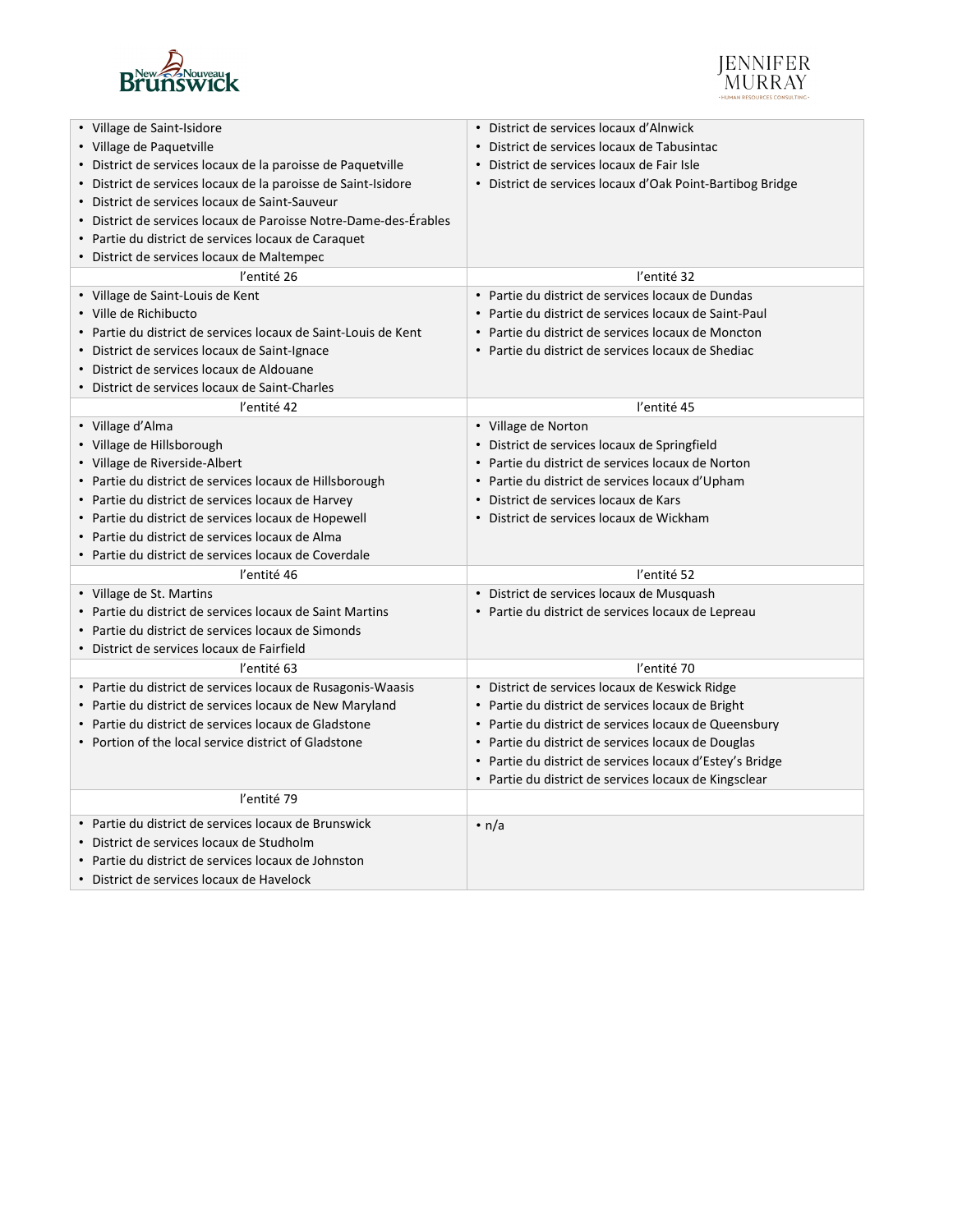| | |
|---|---|
| • Village de Saint-Isidore<br>• Village de Paquetville<br>• District de services locaux de la paroisse de Paquetville<br>• District de services locaux de la paroisse de Saint-Isidore<br>• District de services locaux de Saint-Sauveur<br>• District de services locaux de Paroisse Notre-Dame-des-Érables<br>• Partie du district de services locaux de Caraquet<br>• District de services locaux de Maltempec | • District de services locaux d'Alnwick<br>• District de services locaux de Tabusintac<br>• District de services locaux de Fair Isle<br>• District de services locaux d'Oak Point-Bartibog Bridge |
| l'entité 26 | l'entité 32 |
| • Village de Saint-Louis de Kent<br>• Ville de Richibucto<br>• Partie du district de services locaux de Saint-Louis de Kent<br>• District de services locaux de Saint-Ignace<br>• District de services locaux de Aldouane<br>• District de services locaux de Saint-Charles | • Partie du district de services locaux de Dundas<br>• Partie du district de services locaux de Saint-Paul<br>• Partie du district de services locaux de Moncton<br>• Partie du district de services locaux de Shediac |
| l'entité 42 | l'entité 45 |
| • Village d'Alma<br>• Village de Hillsborough<br>• Village de Riverside-Albert<br>• Partie du district de services locaux de Hillsborough<br>• Partie du district de services locaux de Harvey<br>• Partie du district de services locaux de Hopewell<br>• Partie du district de services locaux de Alma<br>• Partie du district de services locaux de Coverdale | • Village de Norton<br>• District de services locaux de Springfield<br>• Partie du district de services locaux de Norton<br>• Partie du district de services locaux d'Upham<br>• District de services locaux de Kars<br>• District de services locaux de Wickham |
| l'entité 46 | l'entité 52 |
| • Village de St. Martins<br>• Partie du district de services locaux de Saint Martins<br>• Partie du district de services locaux de Simonds<br>• District de services locaux de Fairfield | • District de services locaux de Musquash<br>• Partie du district de services locaux de Lepreau |
| l'entité 63 | l'entité 70 |
| • Partie du district de services locaux de Rusagonis-Waasis<br>• Partie du district de services locaux de New Maryland<br>• Partie du district de services locaux de Gladstone<br>• Portion of the local service district of Gladstone | • District de services locaux de Keswick Ridge<br>• Partie du district de services locaux de Bright<br>• Partie du district de services locaux de Queensbury<br>• Partie du district de services locaux de Douglas<br>• Partie du district de services locaux d'Estey's Bridge<br>• Partie du district de services locaux de Kingsclear |
| l'entité 79 | |
| • Partie du district de services locaux de Brunswick<br>• District de services locaux de Studholm<br>• Partie du district de services locaux de Johnston<br>• District de services locaux de Havelock | • n/a |